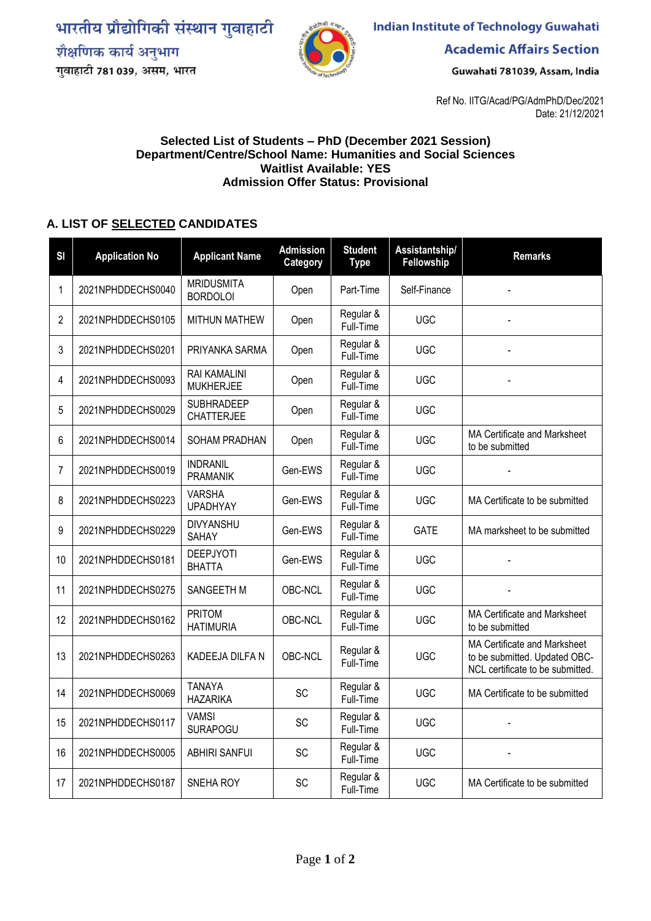भारतीय प्रौद्योगिकी संस्थान गुवाहाटी
शैक्षणिक कार्य अनुभाग
गुवाहाटी 781 039, असम, भारत

**Indian Institute of Technology Guwahati**
**Academic Affairs Section**
Guwahati 781039, Assam, India

Ref No. IITG/Acad/PG/AdmPhD/Dec/2021
Date: 21/12/2021

**Selected List of Students – PhD (December 2021 Session)**
**Department/Centre/School Name: Humanities and Social Sciences**
**Waitlist Available: YES**
**Admission Offer Status: Provisional**

## A. LIST OF SELECTED CANDIDATES

| Sl | Application No | Applicant Name | Admission Category | Student Type | Assistantship/ Fellowship | Remarks |
|---|---|---|---|---|---|---|
| 1 | 2021NPHDDECHS0040 | MRIDUSMITA BORDOLOI | Open | Part-Time | Self-Finance | - |
| 2 | 2021NPHDDECHS0105 | MITHUN MATHEW | Open | Regular & Full-Time | UGC | - |
| 3 | 2021NPHDDECHS0201 | PRIYANKA SARMA | Open | Regular & Full-Time | UGC | - |
| 4 | 2021NPHDDECHS0093 | RAI KAMALINI MUKHERJEE | Open | Regular & Full-Time | UGC | - |
| 5 | 2021NPHDDECHS0029 | SUBHRADEEP CHATTERJEE | Open | Regular & Full-Time | UGC | |
| 6 | 2021NPHDDECHS0014 | SOHAM PRADHAN | Open | Regular & Full-Time | UGC | MA Certificate and Marksheet to be submitted |
| 7 | 2021NPHDDECHS0019 | INDRANIL PRAMANIK | Gen-EWS | Regular & Full-Time | UGC | - |
| 8 | 2021NPHDDECHS0223 | VARSHA UPADHYAY | Gen-EWS | Regular & Full-Time | UGC | MA Certificate to be submitted |
| 9 | 2021NPHDDECHS0229 | DIVYANSHU SAHAY | Gen-EWS | Regular & Full-Time | GATE | MA marksheet to be submitted |
| 10 | 2021NPHDDECHS0181 | DEEPJYOTI BHATTA | Gen-EWS | Regular & Full-Time | UGC | - |
| 11 | 2021NPHDDECHS0275 | SANGEETH M | OBC-NCL | Regular & Full-Time | UGC | - |
| 12 | 2021NPHDDECHS0162 | PRITOM HATIMURIA | OBC-NCL | Regular & Full-Time | UGC | MA Certificate and Marksheet to be submitted |
| 13 | 2021NPHDDECHS0263 | KADEEJA DILFA N | OBC-NCL | Regular & Full-Time | UGC | MA Certificate and Marksheet to be submitted. Updated OBC-NCL certificate to be submitted. |
| 14 | 2021NPHDDECHS0069 | TANAYA HAZARIKA | SC | Regular & Full-Time | UGC | MA Certificate to be submitted |
| 15 | 2021NPHDDECHS0117 | VAMSI SURAPOGU | SC | Regular & Full-Time | UGC | - |
| 16 | 2021NPHDDECHS0005 | ABHIRI SANFUI | SC | Regular & Full-Time | UGC | - |
| 17 | 2021NPHDDECHS0187 | SNEHA ROY | SC | Regular & Full-Time | UGC | MA Certificate to be submitted |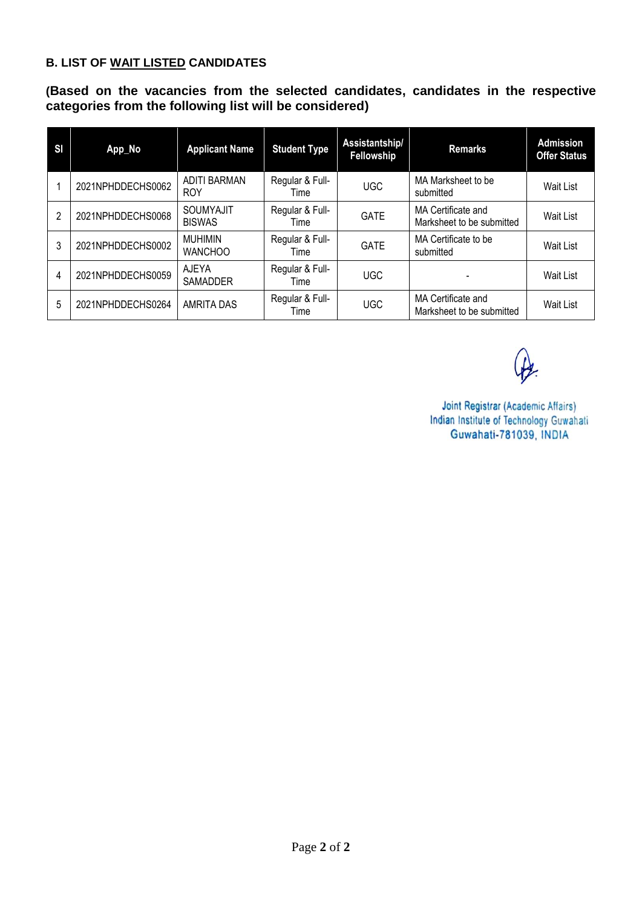**B. LIST OF WAIT LISTED CANDIDATES**

**(Based on the vacancies from the selected candidates, candidates in the respective categories from the following list will be considered)**

| Sl | App_No | Applicant Name | Student Type | Assistantship/ Fellowship | Remarks | Admission Offer Status |
|---|---|---|---|---|---|---|
| 1 | 2021NPHDDECHS0062 | ADITI BARMAN ROY | Regular & Full-Time | UGC | MA Marksheet to be submitted | Wait List |
| 2 | 2021NPHDDECHS0068 | SOUMYAJIT BISWAS | Regular & Full-Time | GATE | MA Certificate and Marksheet to be submitted | Wait List |
| 3 | 2021NPHDDECHS0002 | MUHIMIN WANCHOO | Regular & Full-Time | GATE | MA Certificate to be submitted | Wait List |
| 4 | 2021NPHDDECHS0059 | AJEYA SAMADDER | Regular & Full-Time | UGC | - | Wait List |
| 5 | 2021NPHDDECHS0264 | AMRITA DAS | Regular & Full-Time | UGC | MA Certificate and Marksheet to be submitted | Wait List |

Joint Registrar (Academic Affairs)
Indian Institute of Technology Guwahati
Guwahati-781039, INDIA